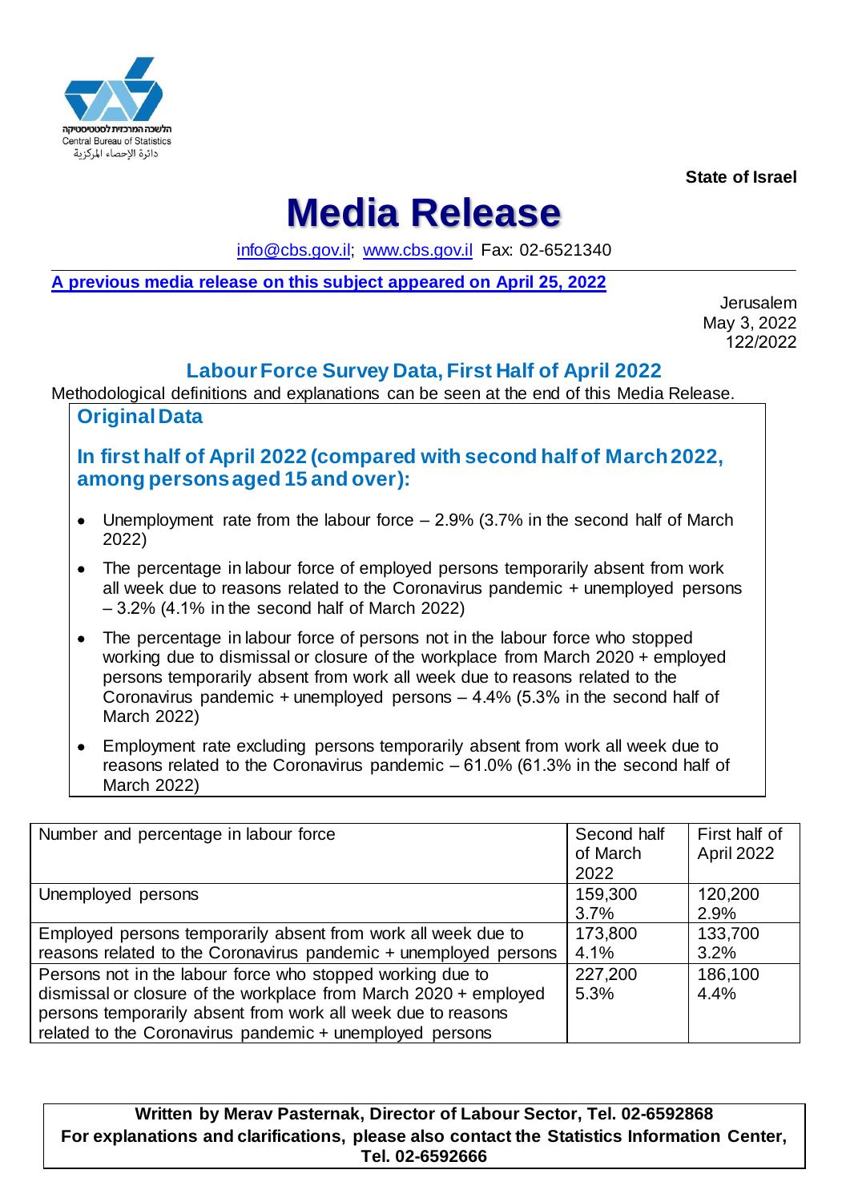הלשכה המרכזית לסטטיסטיקה
Central Bureau of Statistics
دائرة الإحصاء المركزية

**State of Israel**

# Media Release

info@cbs.gov.il; www.cbs.gov.il Fax: 02-6521340

**A previous media release on this subject appeared on April 25, 2022**

Jerusalem
May 3, 2022
122/2022

## Labour Force Survey Data, First Half of April 2022

Methodological definitions and explanations can be seen at the end of this Media Release.

### Original Data

### In first half of April 2022 (compared with second half of March 2022, among persons aged 15 and over):

- Unemployment rate from the labour force – 2.9% (3.7% in the second half of March 2022)
- The percentage in labour force of employed persons temporarily absent from work all week due to reasons related to the Coronavirus pandemic + unemployed persons – 3.2% (4.1% in the second half of March 2022)
- The percentage in labour force of persons not in the labour force who stopped working due to dismissal or closure of the workplace from March 2020 + employed persons temporarily absent from work all week due to reasons related to the Coronavirus pandemic + unemployed persons – 4.4% (5.3% in the second half of March 2022)
- Employment rate excluding persons temporarily absent from work all week due to reasons related to the Coronavirus pandemic – 61.0% (61.3% in the second half of March 2022)

| Number and percentage in labour force | Second half of March 2022 | First half of April 2022 |
|---|---|---|
| Unemployed persons | 159,300<br>3.7% | 120,200<br>2.9% |
| Employed persons temporarily absent from work all week due to reasons related to the Coronavirus pandemic + unemployed persons | 173,800<br>4.1% | 133,700<br>3.2% |
| Persons not in the labour force who stopped working due to dismissal or closure of the workplace from March 2020 + employed persons temporarily absent from work all week due to reasons related to the Coronavirus pandemic + unemployed persons | 227,200<br>5.3% | 186,100<br>4.4% |

**Written by Merav Pasternak, Director of Labour Sector, Tel. 02-6592868**
**For explanations and clarifications, please also contact the Statistics Information Center, Tel. 02-6592666**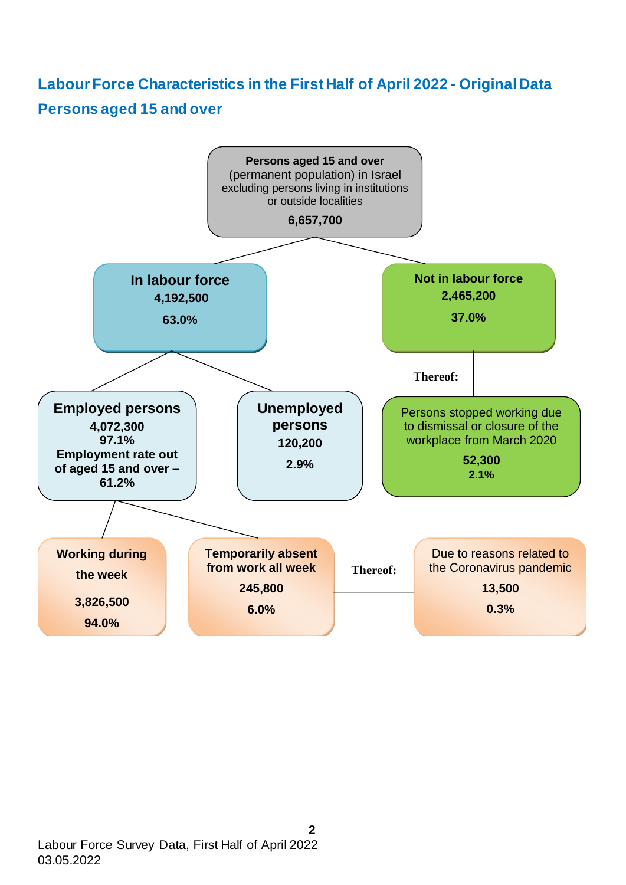## Labour Force Characteristics in the First Half of April 2022 - Original Data

## Persons aged 15 and over

**Persons aged 15 and over**
(permanent population) in Israel
excluding persons living in institutions
or outside localities
**6,657,700**

**In labour force**
**4,192,500**
**63.0%**

**Not in labour force**
**2,465,200**
**37.0%**

**Thereof:**

Persons stopped working due to dismissal or closure of the workplace from March 2020
**52,300**
**2.1%**

**Employed persons**
**4,072,300**
**97.1%**
**Employment rate out of aged 15 and over – 61.2%**

**Unemployed persons**
**120,200**
**2.9%**

**Working during the week**
**3,826,500**
**94.0%**

**Temporarily absent from work all week**
**245,800**
**6.0%**

**Thereof:**

Due to reasons related to the Coronavirus pandemic
**13,500**
**0.3%**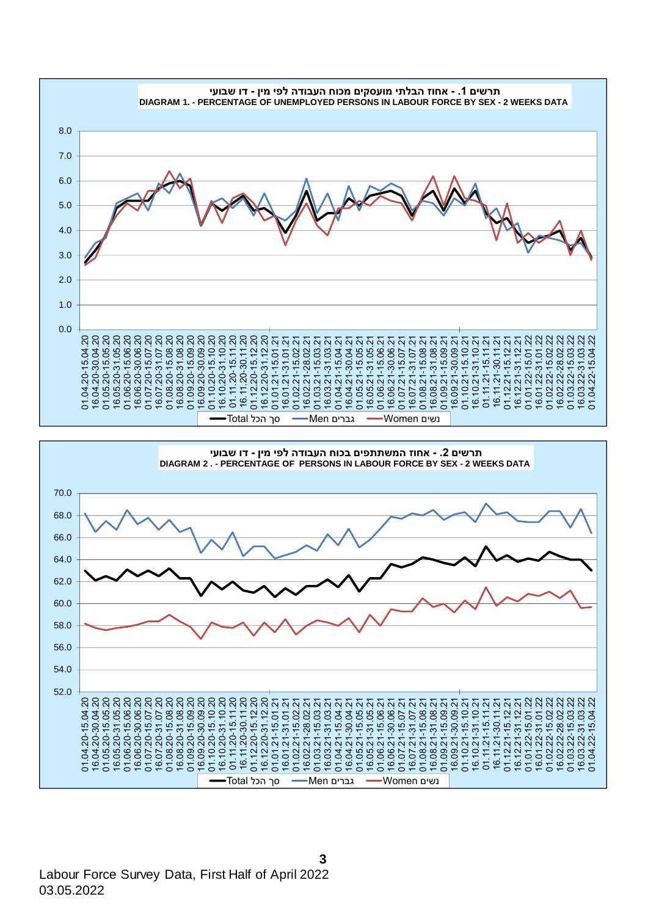תרשים 1. - אחוז הבלתי מועסקים מכוח העבודה לפי מין - דו שבועי

DIAGRAM 1. - PERCENTAGE OF UNEMPLOYED PERSONS IN LABOUR FORCE BY SEX - 2 WEEKS DATA

8.0
7.0
6.0
5.0
4.0
3.0
2.0
1.0
0.0

01.04.20-15.04.20
16.04.20-30.04.20
01.05.20-15.05.20
16.05.20-31.05.20
01.06.20-15.06.20
16.06.20-30.06.20
01.07.20-15.07.20
16.07.20-31.07.20
01.08.20-15.08.20
16.08.20-31.08.20
01.09.20-15.09.20
16.09.20-30.09.20
01.10.20-15.10.20
16.10.20-31.10.20
01.11.20-15.11.20
16.11.20-30.11.20
01.12.20-15.12.20
16.12.20-31.12.20
01.01.21-15.01.21
16.01.21-31.01.21
01.02.21-15.02.21
16.02.21-28.02.21
01.03.21-15.03.21
16.03.21-31.03.21
01.04.21-15.04.21
16.04.21-30.04.21
01.05.21-15.05.21
16.05.21-31.05.21
01.06.21-15.06.21
16.06.21-30.06.21
01.07.21-15.07.21
16.07.21-31.07.21
01.08.21-15.08.21
16.08.21-31.08.21
01.09.21-15.09.21
16.09.21-30.09.21
01.10.21-15.10.21
16.10.21-31.10.21
01.11.21-15.11.21
16.11.21-30.11.21
01.12.21-15.12.21
16.12.21-31.12.21
01.01.22-15.01.22
16.01.22-31.01.22
01.02.22-15.02.22
16.02.22-28.02.22
01.03.22-15.03.22
16.03.22-31.03.22
01.04.22-15.04.22

Total סך הכל — Men גברים — Women נשים

תרשים 2. - אחוז המשתתפים בכוח העבודה לפי מין - דו שבועי

DIAGRAM 2 . - PERCENTAGE OF PERSONS IN LABOUR FORCE BY SEX - 2 WEEKS DATA

70.0
68.0
66.0
64.0
62.0
60.0
58.0
56.0
54.0
52.0

01.04.20-15.04.20
16.04.20-30.04.20
01.05.20-15.05.20
16.05.20-31.05.20
01.06.20-15.06.20
16.06.20-30.06.20
01.07.20-15.07.20
16.07.20-31.07.20
01.08.20-15.08.20
16.08.20-31.08.20
01.09.20-15.09.20
16.09.20-30.09.20
01.10.20-15.10.20
16.10.20-31.10.20
01.11.20-15.11.20
16.11.20-30.11.20
01.12.20-15.12.20
16.12.20-31.12.20
01.01.21-15.01.21
16.01.21-31.01.21
01.02.21-15.02.21
16.02.21-28.02.21
01.03.21-15.03.21
16.03.21-31.03.21
01.04.21-15.04.21
16.04.21-30.04.21
01.05.21-15.05.21
16.05.21-31.05.21
01.06.21-15.06.21
16.06.21-30.06.21
01.07.21-15.07.21
16.07.21-31.07.21
01.08.21-15.08.21
16.08.21-31.08.21
01.09.21-15.09.21
16.09.21-30.09.21
01.10.21-15.10.21
16.10.21-31.10.21
01.11.21-15.11.21
16.11.21-30.11.21
01.12.21-15.12.21
16.12.21-31.12.21
01.01.22-15.01.22
16.01.22-31.01.22
01.02.22-15.02.22
16.02.22-28.02.22
01.03.22-15.03.22
16.03.22-31.03.22
01.04.22-15.04.22

Total סך הכל — Men גברים — Women נשים

Labour Force Survey Data, First Half of April 2022
03.05.2022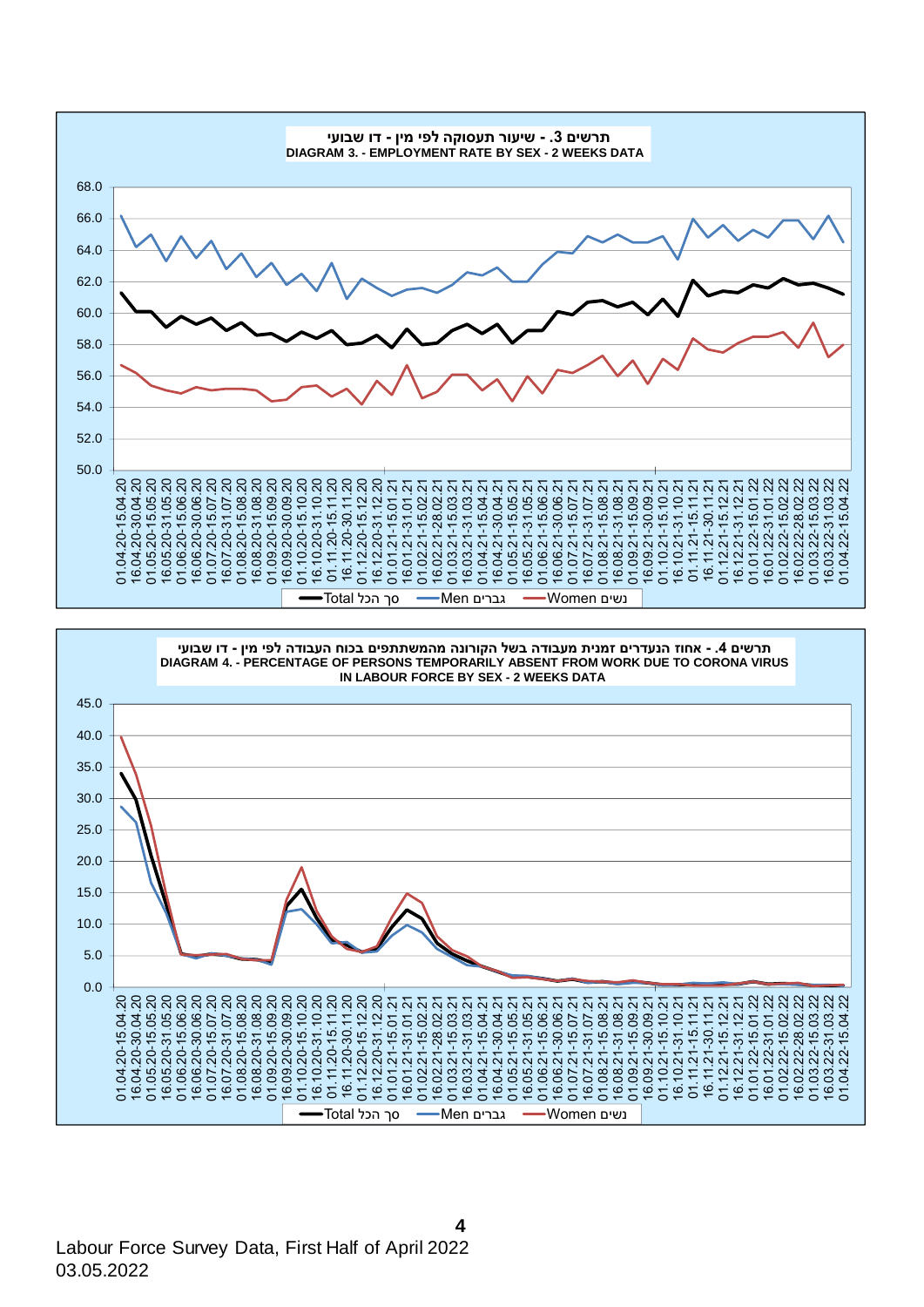תרשים 3. - שיעור תעסוקה לפי מין - דו שבועי

DIAGRAM 3. - EMPLOYMENT RATE BY SEX - 2 WEEKS DATA

68.0
66.0
64.0
62.0
60.0
58.0
56.0
54.0
52.0
50.0

01.04.20-15.04.20
16.04.20-30.04.20
01.05.20-15.05.20
16.05.20-31.05.20
01.06.20-15.06.20
16.06.20-30.06.20
01.07.20-15.07.20
16.07.20-31.07.20
01.08.20-15.08.20
16.08.20-31.08.20
01.09.20-15.09.20
16.09.20-30.09.20
01.10.20-15.10.20
16.10.20-31.10.20
01.11.20-15.11.20
16.11.20-30.11.20
01.12.20-15.12.20
16.12.20-31.12.20
01.01.21-15.01.21
16.01.21-31.01.21
01.02.21-15.02.21
16.02.21-28.02.21
01.03.21-15.03.21
16.03.21-31.03.21
01.04.21-15.04.21
16.04.21-30.04.21
01.05.21-15.05.21
16.05.21-31.05.21
01.06.21-15.06.21
16.06.21-30.06.21
01.07.21-15.07.21
16.07.21-31.07.21
01.08.21-15.08.21
16.08.21-31.08.21
01.09.21-15.09.21
16.09.21-30.09.21
01.10.21-15.10.21
16.10.21-31.10.21
01.11.21-15.11.21
16.11.21-30.11.21
01.12.21-15.12.21
16.12.21-31.12.21
01.01.22-15.01.22
16.01.22-31.01.22
01.02.22-15.02.22
16.02.22-28.02.22
01.03.22-15.03.22
16.03.22-31.03.22
01.04.22-15.04.22

סך הכל Total — גברים Men — נשים Women

תרשים 4. - אחוז הנעדרים זמנית מעבודה בשל הקורונה מהמשתתפים בכוח העבודה לפי מין - דו שבועי

DIAGRAM 4. - PERCENTAGE OF PERSONS TEMPORARILY ABSENT FROM WORK DUE TO CORONA VIRUS IN LABOUR FORCE BY SEX - 2 WEEKS DATA

45.0
40.0
35.0
30.0
25.0
20.0
15.0
10.0
5.0
0.0

01.04.20-15.04.20
16.04.20-30.04.20
01.05.20-15.05.20
16.05.20-31.05.20
01.06.20-15.06.20
16.06.20-30.06.20
01.07.20-15.07.20
16.07.20-31.07.20
01.08.20-15.08.20
16.08.20-31.08.20
01.09.20-15.09.20
16.09.20-30.09.20
01.10.20-15.10.20
16.10.20-31.10.20
01.11.20-15.11.20
16.11.20-30.11.20
01.12.20-15.12.20
16.12.20-31.12.20
01.01.21-15.01.21
16.01.21-31.01.21
01.02.21-15.02.21
16.02.21-28.02.21
01.03.21-15.03.21
16.03.21-31.03.21
01.04.21-15.04.21
16.04.21-30.04.21
01.05.21-15.05.21
16.05.21-31.05.21
01.06.21-15.06.21
16.06.21-30.06.21
01.07.21-15.07.21
16.07.21-31.07.21
01.08.21-15.08.21
16.08.21-31.08.21
01.09.21-15.09.21
16.09.21-30.09.21
01.10.21-15.10.21
16.10.21-31.10.21
01.11.21-15.11.21
16.11.21-30.11.21
01.12.21-15.12.21
16.12.21-31.12.21
01.01.22-15.01.22
16.01.22-31.01.22
01.02.22-15.02.22
16.02.22-28.02.22
01.03.22-15.03.22
16.03.22-31.03.22
01.04.22-15.04.22

סך הכל Total — גברים Men — נשים Women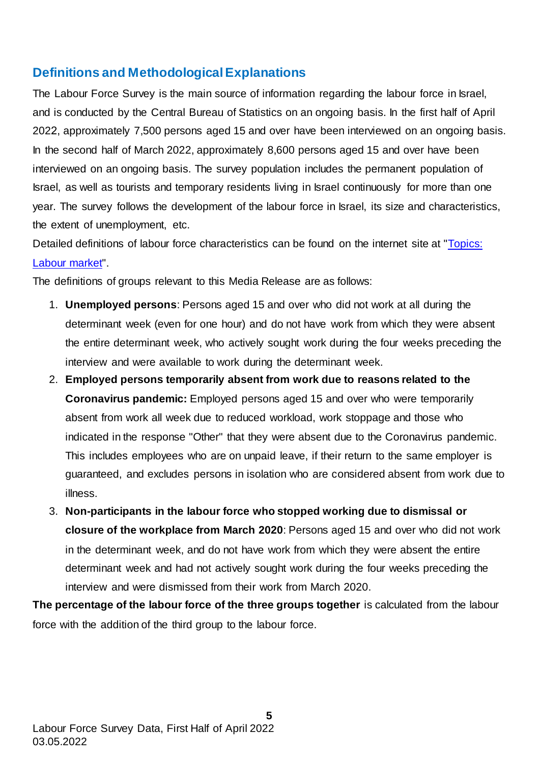## Definitions and Methodological Explanations

The Labour Force Survey is the main source of information regarding the labour force in Israel, and is conducted by the Central Bureau of Statistics on an ongoing basis. In the first half of April 2022, approximately 7,500 persons aged 15 and over have been interviewed on an ongoing basis. In the second half of March 2022, approximately 8,600 persons aged 15 and over have been interviewed on an ongoing basis. The survey population includes the permanent population of Israel, as well as tourists and temporary residents living in Israel continuously for more than one year. The survey follows the development of the labour force in Israel, its size and characteristics, the extent of unemployment, etc.

Detailed definitions of labour force characteristics can be found on the internet site at "Topics: Labour market".

The definitions of groups relevant to this Media Release are as follows:

1. **Unemployed persons**: Persons aged 15 and over who did not work at all during the determinant week (even for one hour) and do not have work from which they were absent the entire determinant week, who actively sought work during the four weeks preceding the interview and were available to work during the determinant week.
2. **Employed persons temporarily absent from work due to reasons related to the Coronavirus pandemic:** Employed persons aged 15 and over who were temporarily absent from work all week due to reduced workload, work stoppage and those who indicated in the response "Other" that they were absent due to the Coronavirus pandemic. This includes employees who are on unpaid leave, if their return to the same employer is guaranteed, and excludes persons in isolation who are considered absent from work due to illness.
3. **Non-participants in the labour force who stopped working due to dismissal or closure of the workplace from March 2020**: Persons aged 15 and over who did not work in the determinant week, and do not have work from which they were absent the entire determinant week and had not actively sought work during the four weeks preceding the interview and were dismissed from their work from March 2020.

**The percentage of the labour force of the three groups together** is calculated from the labour force with the addition of the third group to the labour force.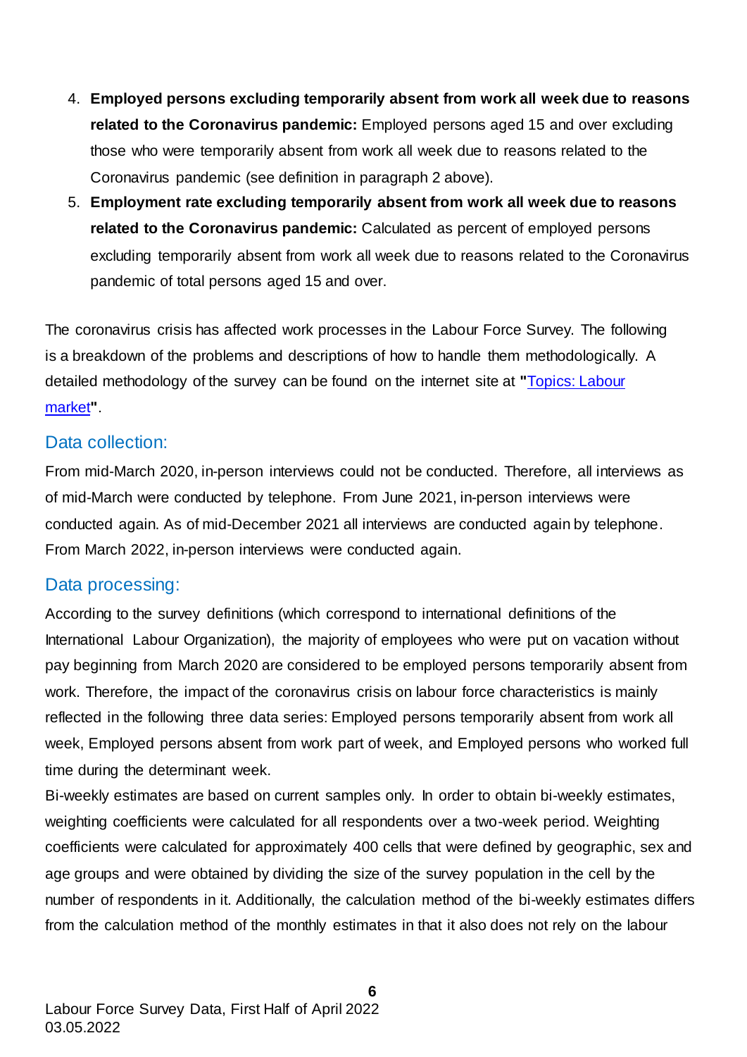4. **Employed persons excluding temporarily absent from work all week due to reasons related to the Coronavirus pandemic:** Employed persons aged 15 and over excluding those who were temporarily absent from work all week due to reasons related to the Coronavirus pandemic (see definition in paragraph 2 above).
5. **Employment rate excluding temporarily absent from work all week due to reasons related to the Coronavirus pandemic:** Calculated as percent of employed persons excluding temporarily absent from work all week due to reasons related to the Coronavirus pandemic of total persons aged 15 and over.

The coronavirus crisis has affected work processes in the Labour Force Survey. The following is a breakdown of the problems and descriptions of how to handle them methodologically. A detailed methodology of the survey can be found on the internet site at **"**Topics: Labour market**"**.

## Data collection:

From mid-March 2020, in-person interviews could not be conducted. Therefore, all interviews as of mid-March were conducted by telephone. From June 2021, in-person interviews were conducted again. As of mid-December 2021 all interviews are conducted again by telephone. From March 2022, in-person interviews were conducted again.

## Data processing:

According to the survey definitions (which correspond to international definitions of the International Labour Organization), the majority of employees who were put on vacation without pay beginning from March 2020 are considered to be employed persons temporarily absent from work. Therefore, the impact of the coronavirus crisis on labour force characteristics is mainly reflected in the following three data series: Employed persons temporarily absent from work all week, Employed persons absent from work part of week, and Employed persons who worked full time during the determinant week.

Bi-weekly estimates are based on current samples only. In order to obtain bi-weekly estimates, weighting coefficients were calculated for all respondents over a two-week period. Weighting coefficients were calculated for approximately 400 cells that were defined by geographic, sex and age groups and were obtained by dividing the size of the survey population in the cell by the number of respondents in it. Additionally, the calculation method of the bi-weekly estimates differs from the calculation method of the monthly estimates in that it also does not rely on the labour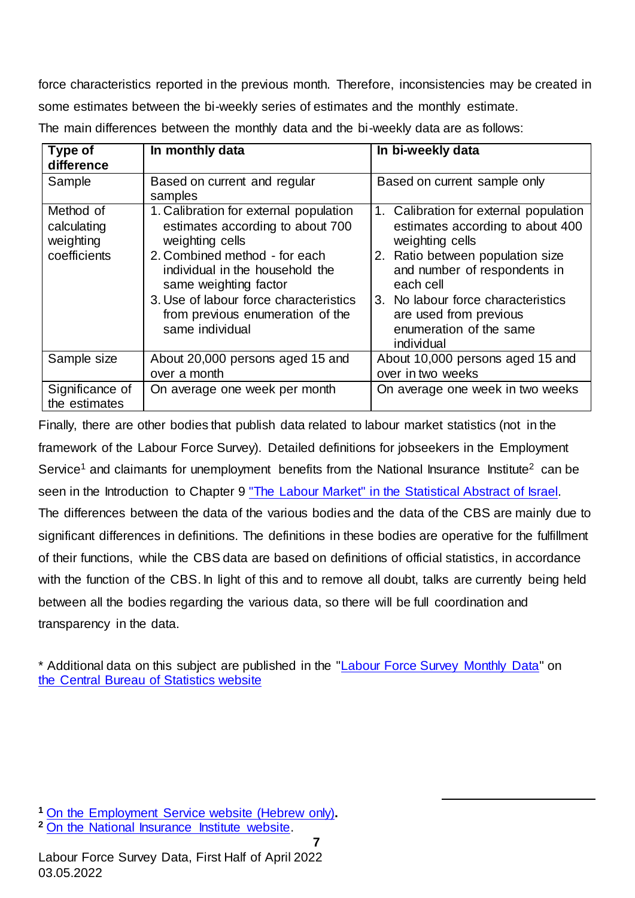force characteristics reported in the previous month. Therefore, inconsistencies may be created in some estimates between the bi-weekly series of estimates and the monthly estimate.

The main differences between the monthly data and the bi-weekly data are as follows:

| Type of difference | In monthly data | In bi-weekly data |
|---|---|---|
| Sample | Based on current and regular samples | Based on current sample only |
| Method of calculating weighting coefficients | 1. Calibration for external population estimates according to about 700 weighting cells<br>2. Combined method - for each individual in the household the same weighting factor<br>3. Use of labour force characteristics from previous enumeration of the same individual | 1. Calibration for external population estimates according to about 400 weighting cells<br>2. Ratio between population size and number of respondents in each cell<br>3. No labour force characteristics are used from previous enumeration of the same individual |
| Sample size | About 20,000 persons aged 15 and over a month | About 10,000 persons aged 15 and over in two weeks |
| Significance of the estimates | On average one week per month | On average one week in two weeks |

Finally, there are other bodies that publish data related to labour market statistics (not in the framework of the Labour Force Survey). Detailed definitions for jobseekers in the Employment Service[1] and claimants for unemployment benefits from the National Insurance Institute[2] can be seen in the Introduction to Chapter 9 "The Labour Market" in the Statistical Abstract of Israel.

The differences between the data of the various bodies and the data of the CBS are mainly due to significant differences in definitions. The definitions in these bodies are operative for the fulfillment of their functions, while the CBS data are based on definitions of official statistics, in accordance with the function of the CBS. In light of this and to remove all doubt, talks are currently being held between all the bodies regarding the various data, so there will be full coordination and transparency in the data.

* Additional data on this subject are published in the "Labour Force Survey Monthly Data" on the Central Bureau of Statistics website

[1] On the Employment Service website (Hebrew only).

[2] On the National Insurance Institute website.